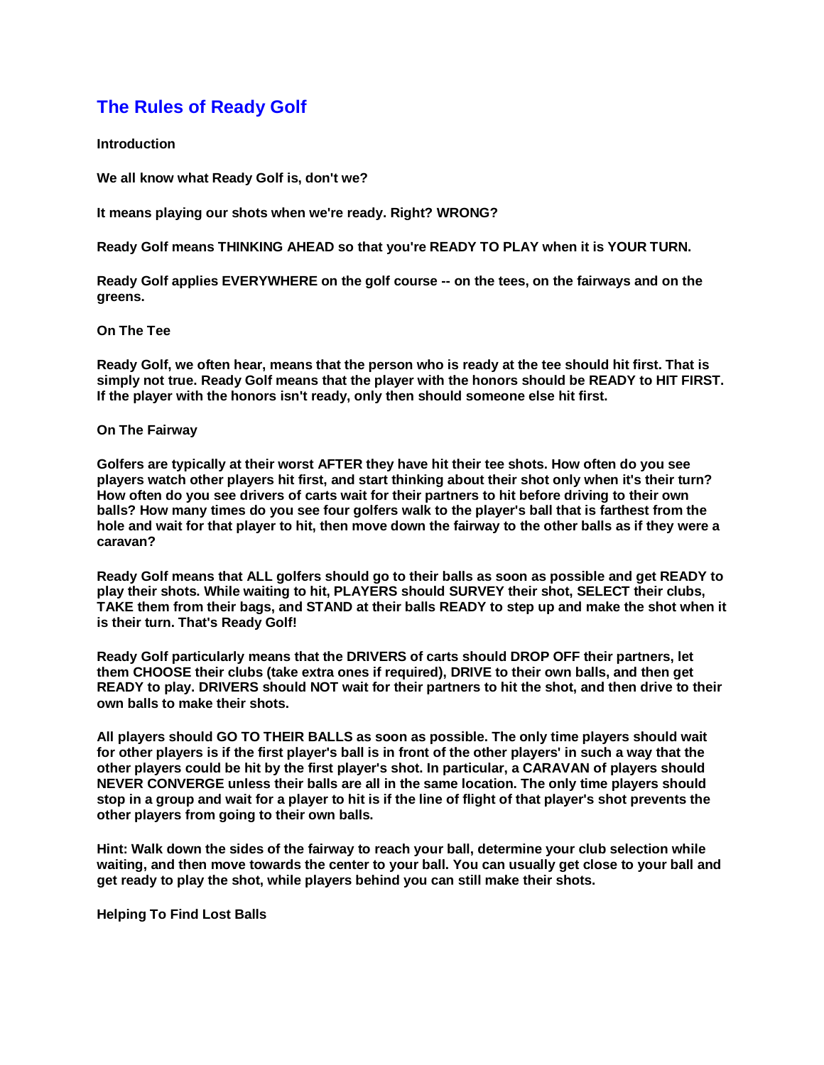# The Rules of Ready Golf

**Introduction**

**We all know what Ready Golf is, don't we?**

**It means playing our shots when we're ready. Right? WRONG?**

**Ready Golf means THINKING AHEAD so that you're READY TO PLAY when it is YOUR TURN.**

**Ready Golf applies EVERYWHERE on the golf course -- on the tees, on the fairways and on the greens.**

**On The Tee**

**Ready Golf, we often hear, means that the person who is ready at the tee should hit first. That is simply not true. Ready Golf means that the player with the honors should be READY to HIT FIRST. If the player with the honors isn't ready, only then should someone else hit first.**

**On The Fairway**

**Golfers are typically at their worst AFTER they have hit their tee shots. How often do you see players watch other players hit first, and start thinking about their shot only when it's their turn? How often do you see drivers of carts wait for their partners to hit before driving to their own balls? How many times do you see four golfers walk to the player's ball that is farthest from the hole and wait for that player to hit, then move down the fairway to the other balls as if they were a caravan?**

**Ready Golf means that ALL golfers should go to their balls as soon as possible and get READY to play their shots. While waiting to hit, PLAYERS should SURVEY their shot, SELECT their clubs, TAKE them from their bags, and STAND at their balls READY to step up and make the shot when it is their turn. That's Ready Golf!**

**Ready Golf particularly means that the DRIVERS of carts should DROP OFF their partners, let them CHOOSE their clubs (take extra ones if required), DRIVE to their own balls, and then get READY to play. DRIVERS should NOT wait for their partners to hit the shot, and then drive to their own balls to make their shots.**

**All players should GO TO THEIR BALLS as soon as possible. The only time players should wait for other players is if the first player's ball is in front of the other players' in such a way that the other players could be hit by the first player's shot. In particular, a CARAVAN of players should NEVER CONVERGE unless their balls are all in the same location. The only time players should stop in a group and wait for a player to hit is if the line of flight of that player's shot prevents the other players from going to their own balls.**

**Hint: Walk down the sides of the fairway to reach your ball, determine your club selection while waiting, and then move towards the center to your ball. You can usually get close to your ball and get ready to play the shot, while players behind you can still make their shots.**

**Helping To Find Lost Balls**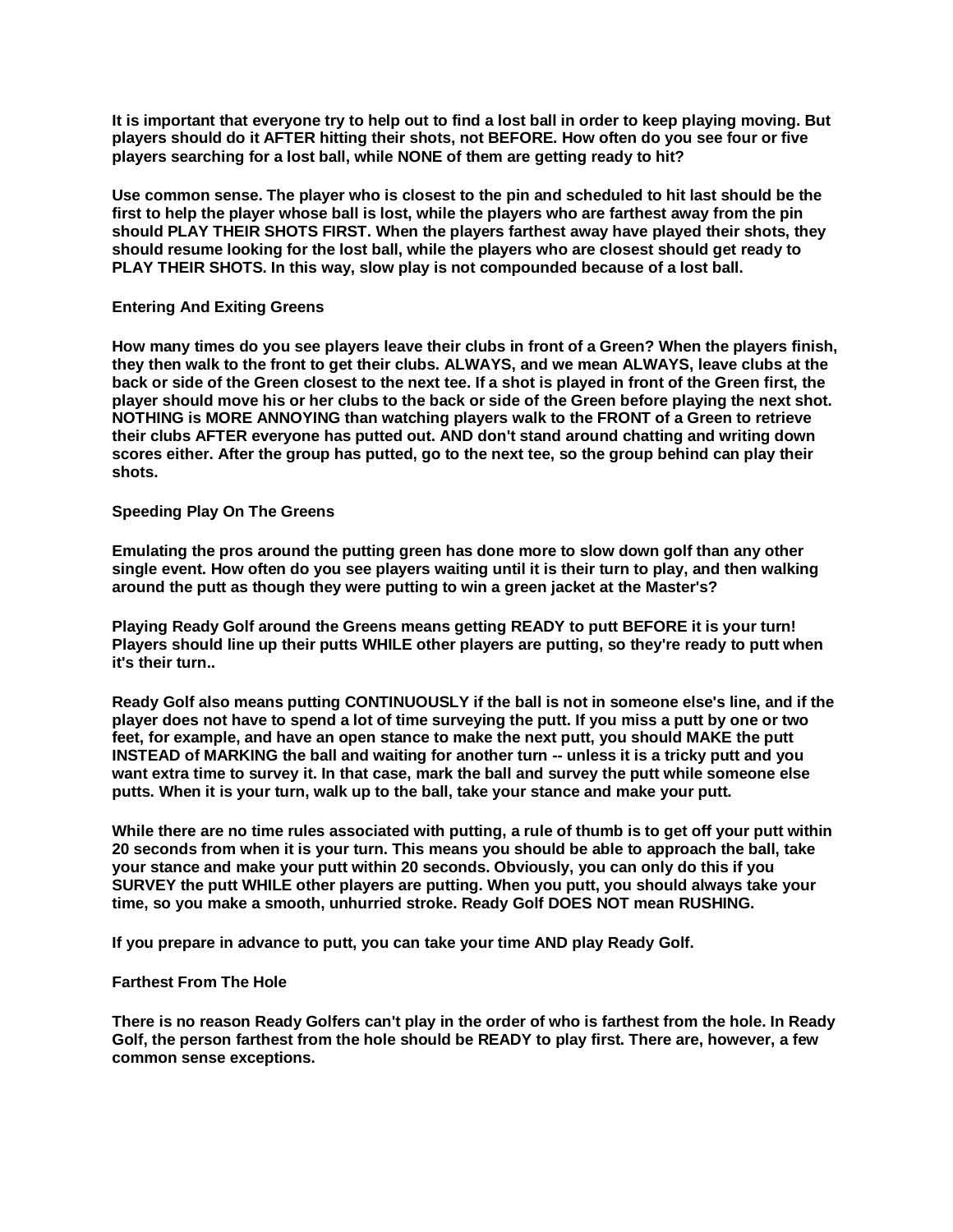**It is important that everyone try to help out to find a lost ball in order to keep playing moving. But players should do it AFTER hitting their shots, not BEFORE. How often do you see four or five players searching for a lost ball, while NONE of them are getting ready to hit?**

**Use common sense. The player who is closest to the pin and scheduled to hit last should be the first to help the player whose ball is lost, while the players who are farthest away from the pin should PLAY THEIR SHOTS FIRST. When the players farthest away have played their shots, they should resume looking for the lost ball, while the players who are closest should get ready to PLAY THEIR SHOTS. In this way, slow play is not compounded because of a lost ball.**

### Entering And Exiting Greens

**How many times do you see players leave their clubs in front of a Green? When the players finish, they then walk to the front to get their clubs. ALWAYS, and we mean ALWAYS, leave clubs at the back or side of the Green closest to the next tee. If a shot is played in front of the Green first, the player should move his or her clubs to the back or side of the Green before playing the next shot. NOTHING is MORE ANNOYING than watching players walk to the FRONT of a Green to retrieve their clubs AFTER everyone has putted out. AND don't stand around chatting and writing down scores either. After the group has putted, go to the next tee, so the group behind can play their shots.**

### Speeding Play On The Greens

**Emulating the pros around the putting green has done more to slow down golf than any other single event. How often do you see players waiting until it is their turn to play, and then walking around the putt as though they were putting to win a green jacket at the Master's?**

**Playing Ready Golf around the Greens means getting READY to putt BEFORE it is your turn! Players should line up their putts WHILE other players are putting, so they're ready to putt when it's their turn..**

**Ready Golf also means putting CONTINUOUSLY if the ball is not in someone else's line, and if the player does not have to spend a lot of time surveying the putt. If you miss a putt by one or two feet, for example, and have an open stance to make the next putt, you should MAKE the putt INSTEAD of MARKING the ball and waiting for another turn -- unless it is a tricky putt and you want extra time to survey it. In that case, mark the ball and survey the putt while someone else putts. When it is your turn, walk up to the ball, take your stance and make your putt.**

**While there are no time rules associated with putting, a rule of thumb is to get off your putt within 20 seconds from when it is your turn. This means you should be able to approach the ball, take your stance and make your putt within 20 seconds. Obviously, you can only do this if you SURVEY the putt WHILE other players are putting. When you putt, you should always take your time, so you make a smooth, unhurried stroke. Ready Golf DOES NOT mean RUSHING.**

**If you prepare in advance to putt, you can take your time AND play Ready Golf.**

### Farthest From The Hole

**There is no reason Ready Golfers can't play in the order of who is farthest from the hole. In Ready Golf, the person farthest from the hole should be READY to play first. There are, however, a few common sense exceptions.**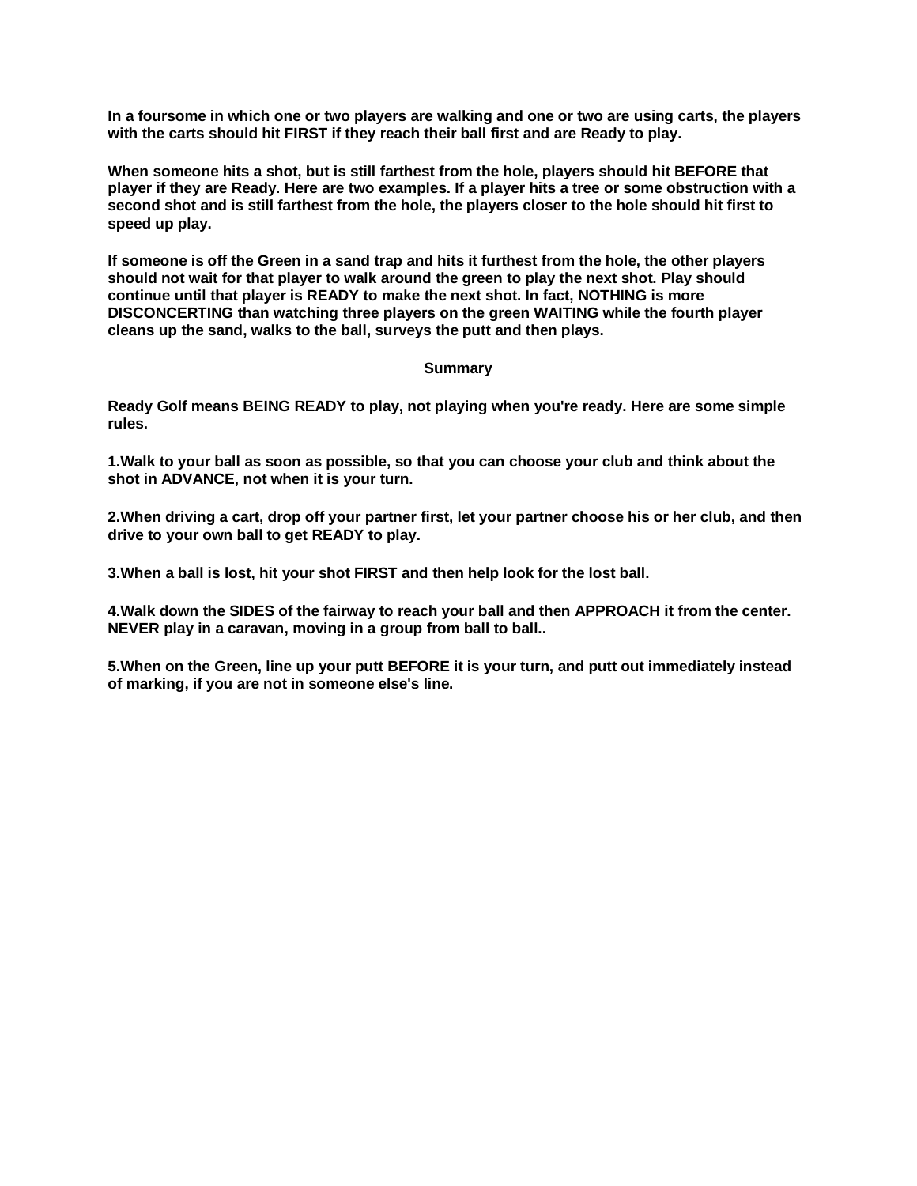**In a foursome in which one or two players are walking and one or two are using carts, the players with the carts should hit FIRST if they reach their ball first and are Ready to play.**

**When someone hits a shot, but is still farthest from the hole, players should hit BEFORE that player if they are Ready. Here are two examples. If a player hits a tree or some obstruction with a second shot and is still farthest from the hole, the players closer to the hole should hit first to speed up play.**

**If someone is off the Green in a sand trap and hits it furthest from the hole, the other players should not wait for that player to walk around the green to play the next shot. Play should continue until that player is READY to make the next shot. In fact, NOTHING is more DISCONCERTING than watching three players on the green WAITING while the fourth player cleans up the sand, walks to the ball, surveys the putt and then plays.**

## Summary

**Ready Golf means BEING READY to play, not playing when you're ready. Here are some simple rules.**

**1.Walk to your ball as soon as possible, so that you can choose your club and think about the shot in ADVANCE, not when it is your turn.**

**2.When driving a cart, drop off your partner first, let your partner choose his or her club, and then drive to your own ball to get READY to play.**

**3.When a ball is lost, hit your shot FIRST and then help look for the lost ball.**

**4.Walk down the SIDES of the fairway to reach your ball and then APPROACH it from the center. NEVER play in a caravan, moving in a group from ball to ball..**

**5.When on the Green, line up your putt BEFORE it is your turn, and putt out immediately instead of marking, if you are not in someone else's line.**